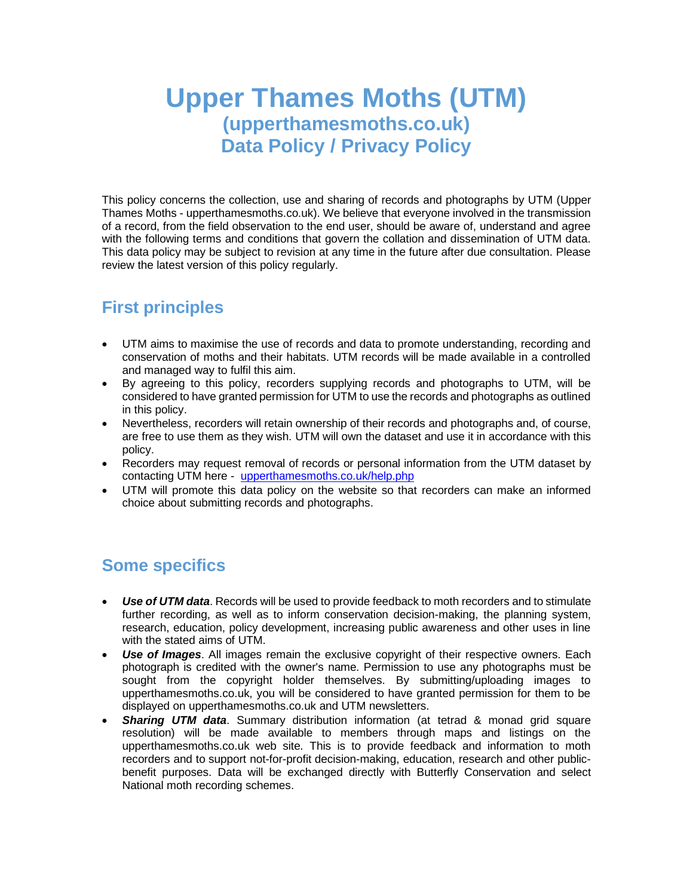# Upper Thames Moths (UTM)
## (upperthamesmoths.co.uk)
## Data Policy / Privacy Policy

This policy concerns the collection, use and sharing of records and photographs by UTM (Upper Thames Moths - upperthamesmoths.co.uk). We believe that everyone involved in the transmission of a record, from the field observation to the end user, should be aware of, understand and agree with the following terms and conditions that govern the collation and dissemination of UTM data. This data policy may be subject to revision at any time in the future after due consultation. Please review the latest version of this policy regularly.

## First principles

- UTM aims to maximise the use of records and data to promote understanding, recording and conservation of moths and their habitats. UTM records will be made available in a controlled and managed way to fulfil this aim.
- By agreeing to this policy, recorders supplying records and photographs to UTM, will be considered to have granted permission for UTM to use the records and photographs as outlined in this policy.
- Nevertheless, recorders will retain ownership of their records and photographs and, of course, are free to use them as they wish. UTM will own the dataset and use it in accordance with this policy.
- Recorders may request removal of records or personal information from the UTM dataset by contacting UTM here - [upperthamesmoths.co.uk/help.php](upperthamesmoths.co.uk/help.php)
- UTM will promote this data policy on the website so that recorders can make an informed choice about submitting records and photographs.

## Some specifics

- ***Use of UTM data***. Records will be used to provide feedback to moth recorders and to stimulate further recording, as well as to inform conservation decision-making, the planning system, research, education, policy development, increasing public awareness and other uses in line with the stated aims of UTM.
- ***Use of Images***. All images remain the exclusive copyright of their respective owners. Each photograph is credited with the owner's name. Permission to use any photographs must be sought from the copyright holder themselves. By submitting/uploading images to upperthamesmoths.co.uk, you will be considered to have granted permission for them to be displayed on upperthamesmoths.co.uk and UTM newsletters.
- ***Sharing UTM data***. Summary distribution information (at tetrad & monad grid square resolution) will be made available to members through maps and listings on the upperthamesmoths.co.uk web site. This is to provide feedback and information to moth recorders and to support not-for-profit decision-making, education, research and other public-benefit purposes. Data will be exchanged directly with Butterfly Conservation and select National moth recording schemes.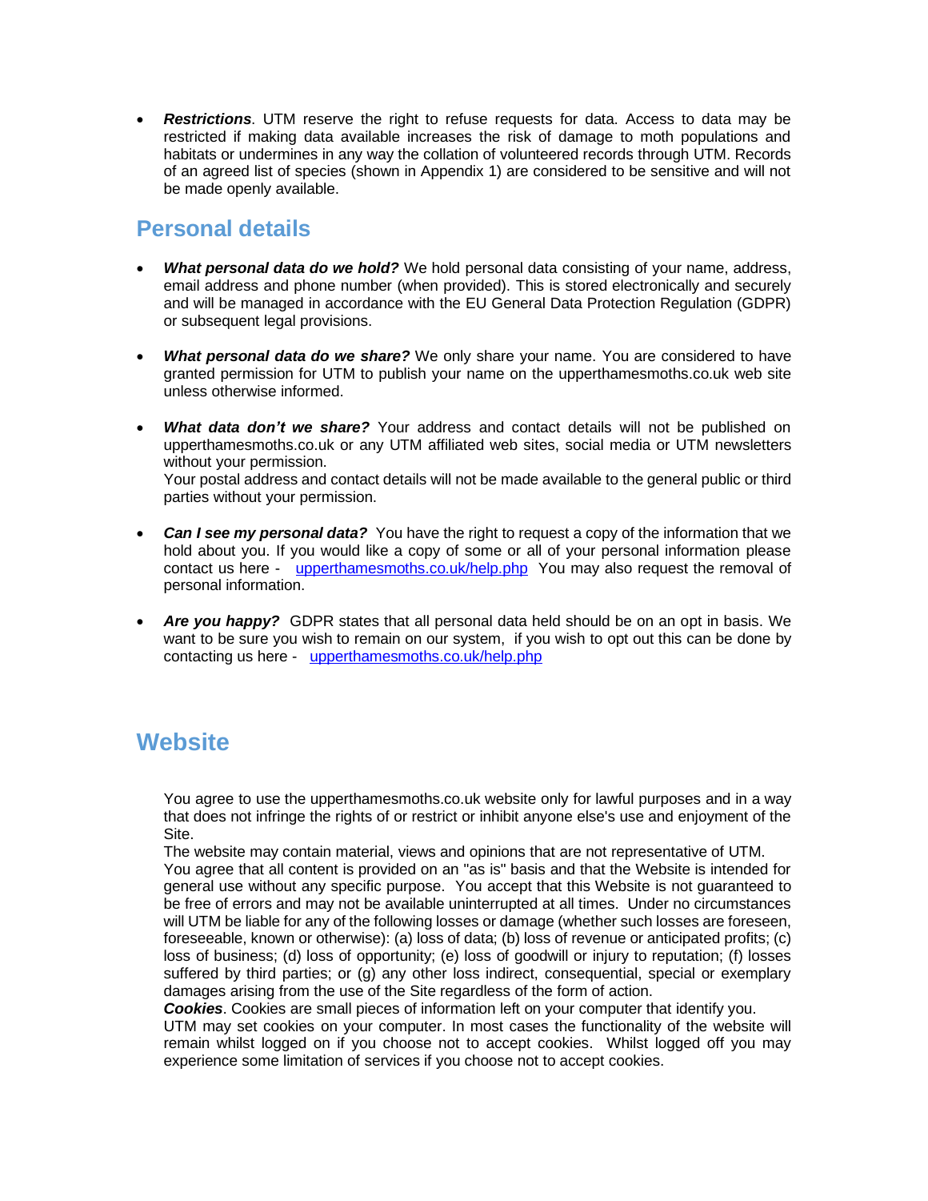- ***Restrictions***. UTM reserve the right to refuse requests for data. Access to data may be restricted if making data available increases the risk of damage to moth populations and habitats or undermines in any way the collation of volunteered records through UTM. Records of an agreed list of species (shown in Appendix 1) are considered to be sensitive and will not be made openly available.

## Personal details

- ***What personal data do we hold?*** We hold personal data consisting of your name, address, email address and phone number (when provided). This is stored electronically and securely and will be managed in accordance with the EU General Data Protection Regulation (GDPR) or subsequent legal provisions.

- ***What personal data do we share?*** We only share your name. You are considered to have granted permission for UTM to publish your name on the upperthamesmoths.co.uk web site unless otherwise informed.

- ***What data don't we share?*** Your address and contact details will not be published on upperthamesmoths.co.uk or any UTM affiliated web sites, social media or UTM newsletters without your permission.
  Your postal address and contact details will not be made available to the general public or third parties without your permission.

- ***Can I see my personal data?*** You have the right to request a copy of the information that we hold about you. If you would like a copy of some or all of your personal information please contact us here - [upperthamesmoths.co.uk/help.php](upperthamesmoths.co.uk/help.php) You may also request the removal of personal information.

- ***Are you happy?*** GDPR states that all personal data held should be on an opt in basis. We want to be sure you wish to remain on our system, if you wish to opt out this can be done by contacting us here - [upperthamesmoths.co.uk/help.php](upperthamesmoths.co.uk/help.php)

## Website

You agree to use the upperthamesmoths.co.uk website only for lawful purposes and in a way that does not infringe the rights of or restrict or inhibit anyone else's use and enjoyment of the Site.
The website may contain material, views and opinions that are not representative of UTM.
You agree that all content is provided on an "as is" basis and that the Website is intended for general use without any specific purpose. You accept that this Website is not guaranteed to be free of errors and may not be available uninterrupted at all times. Under no circumstances will UTM be liable for any of the following losses or damage (whether such losses are foreseen, foreseeable, known or otherwise): (a) loss of data; (b) loss of revenue or anticipated profits; (c) loss of business; (d) loss of opportunity; (e) loss of goodwill or injury to reputation; (f) losses suffered by third parties; or (g) any other loss indirect, consequential, special or exemplary damages arising from the use of the Site regardless of the form of action.
***Cookies***. Cookies are small pieces of information left on your computer that identify you.
UTM may set cookies on your computer. In most cases the functionality of the website will remain whilst logged on if you choose not to accept cookies. Whilst logged off you may experience some limitation of services if you choose not to accept cookies.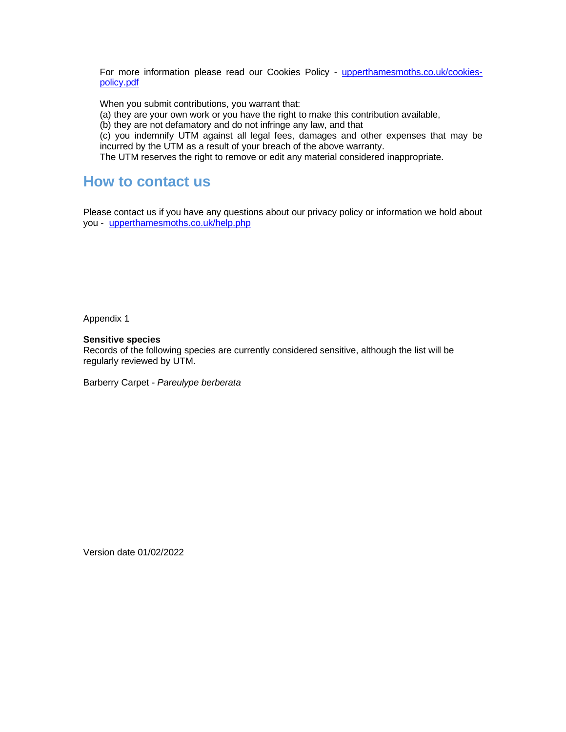For more information please read our Cookies Policy - [upperthamesmoths.co.uk/cookies-policy.pdf](upperthamesmoths.co.uk/cookies-policy.pdf)

When you submit contributions, you warrant that:
(a) they are your own work or you have the right to make this contribution available,
(b) they are not defamatory and do not infringe any law, and that
(c) you indemnify UTM against all legal fees, damages and other expenses that may be incurred by the UTM as a result of your breach of the above warranty.
The UTM reserves the right to remove or edit any material considered inappropriate.

## How to contact us

Please contact us if you have any questions about our privacy policy or information we hold about you - [upperthamesmoths.co.uk/help.php](upperthamesmoths.co.uk/help.php)

Appendix 1

**Sensitive species**
Records of the following species are currently considered sensitive, although the list will be regularly reviewed by UTM.

Barberry Carpet - *Pareulype berberata*

Version date 01/02/2022